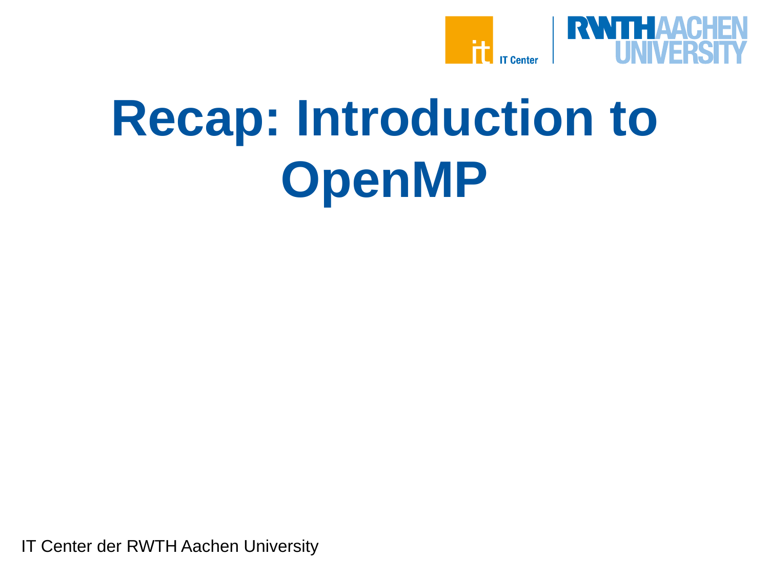# Recap: Introduction to OpenMP

IT Center der RWTH Aachen University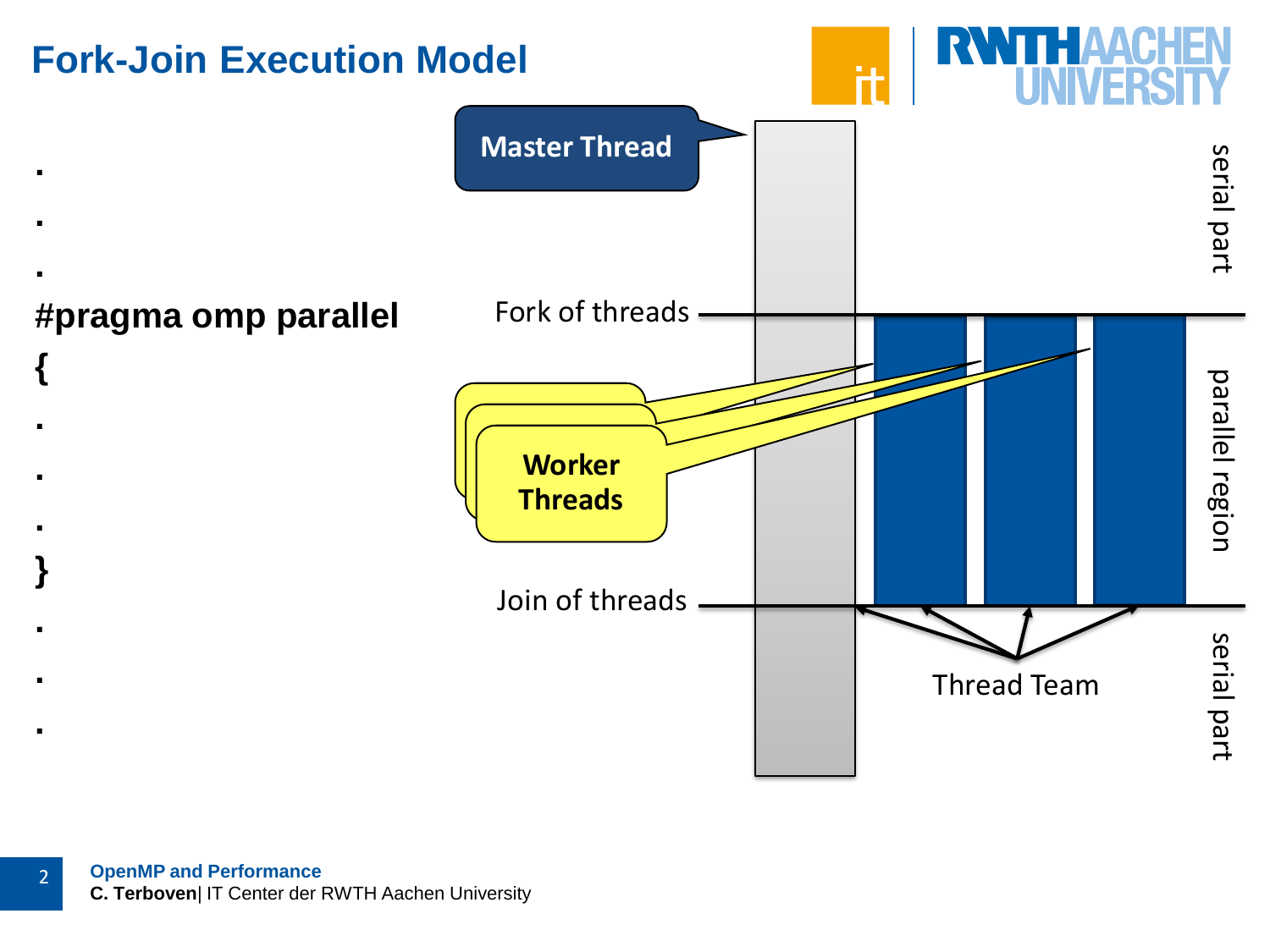# Fork-Join Execution Model

```
.
.
.
#pragma omp parallel
{
.
.
.
}
.
.
.
```

Master Thread

Fork of threads

Worker Threads

Join of threads

Thread Team

serial part

parallel region

serial part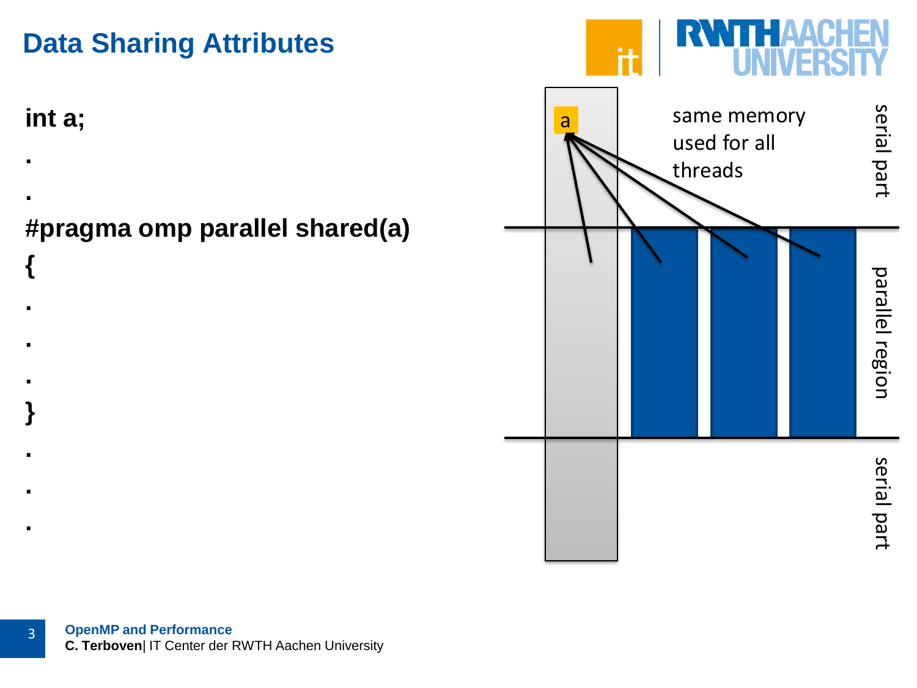# Data Sharing Attributes

```
int a;
.
.
#pragma omp parallel shared(a)
{
.
.
.
}
.
.
.
```

same memory used for all threads

serial part

parallel region

serial part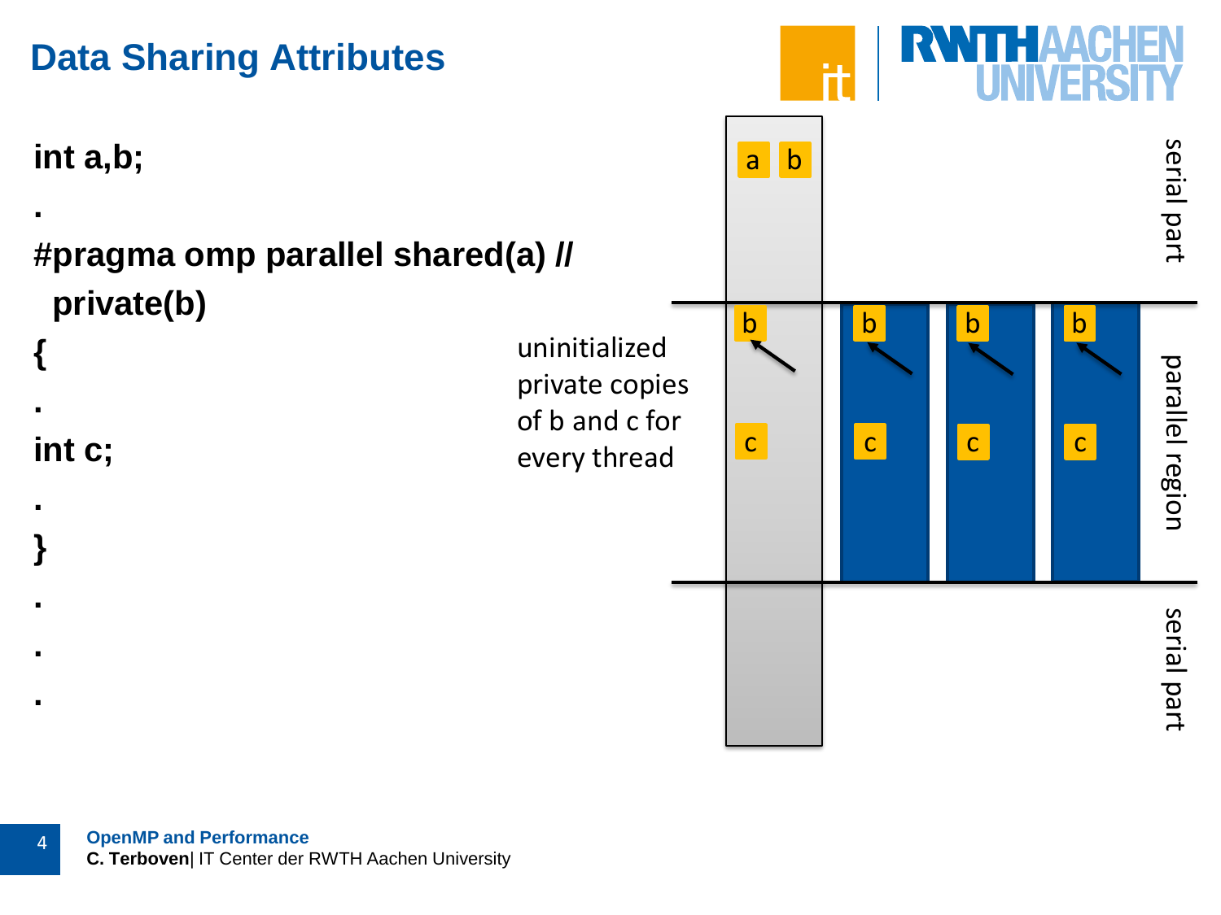# Data Sharing Attributes

```
int a,b;
.
#pragma omp parallel shared(a) //
  private(b)
{
.
int c;
.
}
.
.
.
```

uninitialized private copies of b and c for every thread

serial part

parallel region

serial part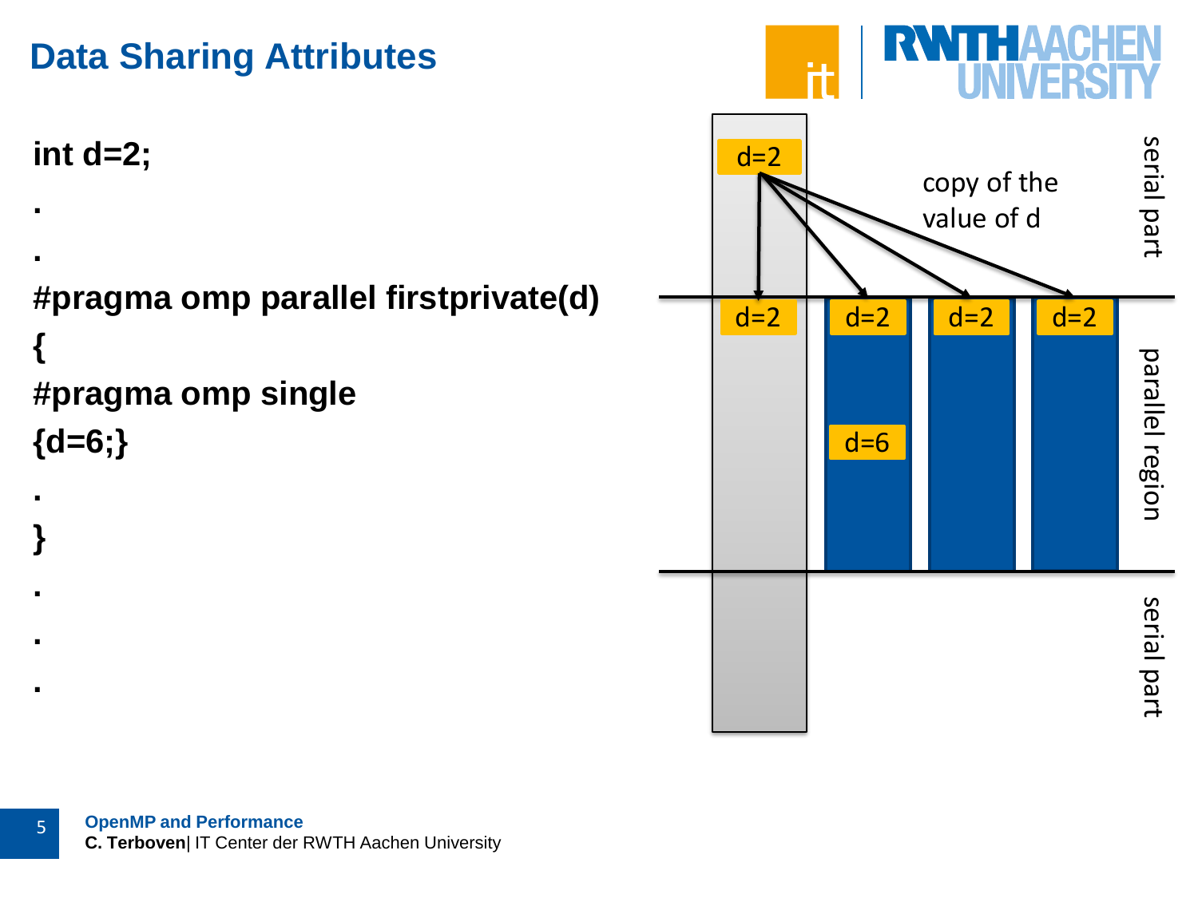# Data Sharing Attributes

```
int d=2;
.
.
#pragma omp parallel firstprivate(d)
{
#pragma omp single
{d=6;}
.
}
.
.
.
```

d=2

copy of the value of d

serial part

d=2 d=2 d=2 d=2

d=6

parallel region

serial part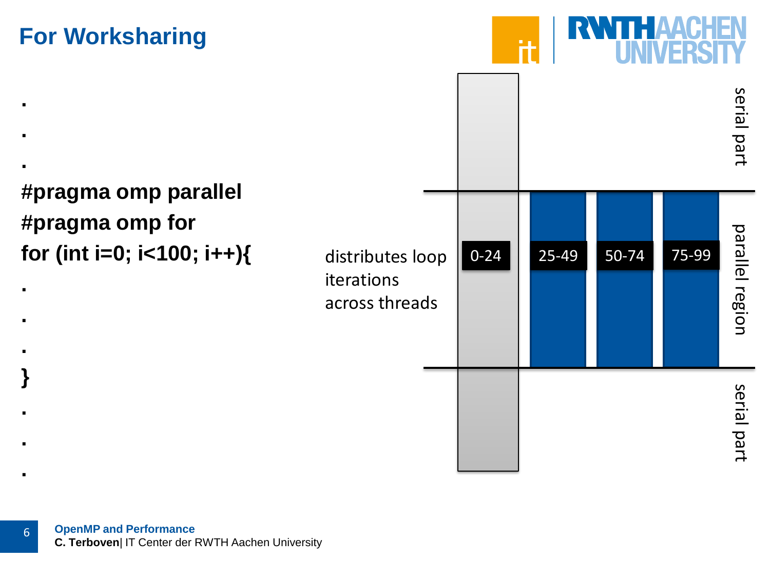# For Worksharing

```
.
.
.
#pragma omp parallel
#pragma omp for
for (int i=0; i<100; i++){
.
.
.
}
.
.
.
```

distributes loop iterations across threads

0-24

25-49

50-74

75-99

serial part

parallel region

serial part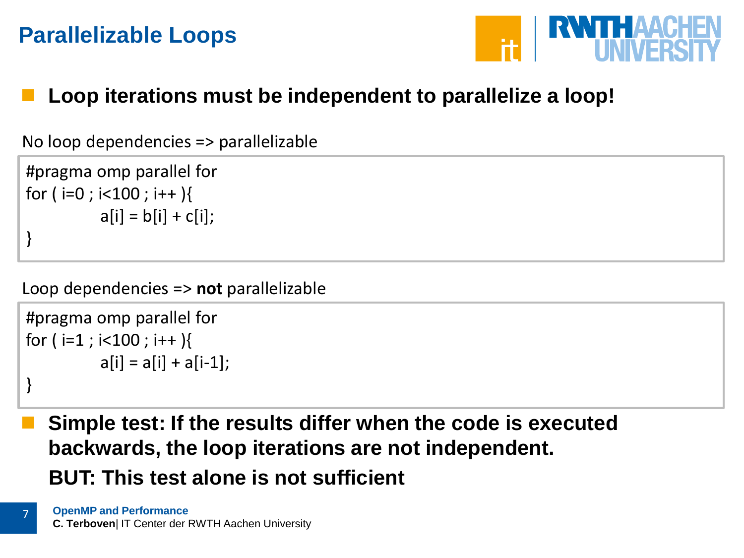# Parallelizable Loops

- **Loop iterations must be independent to parallelize a loop!**

No loop dependencies => parallelizable

```
#pragma omp parallel for
for ( i=0 ; i<100 ; i++ ){
        a[i] = b[i] + c[i];
}
```

Loop dependencies => **not** parallelizable

```
#pragma omp parallel for
for ( i=1 ; i<100 ; i++ ){
        a[i] = a[i] + a[i-1];
}
```

- **Simple test: If the results differ when the code is executed backwards, the loop iterations are not independent.**

  **BUT: This test alone is not sufficient**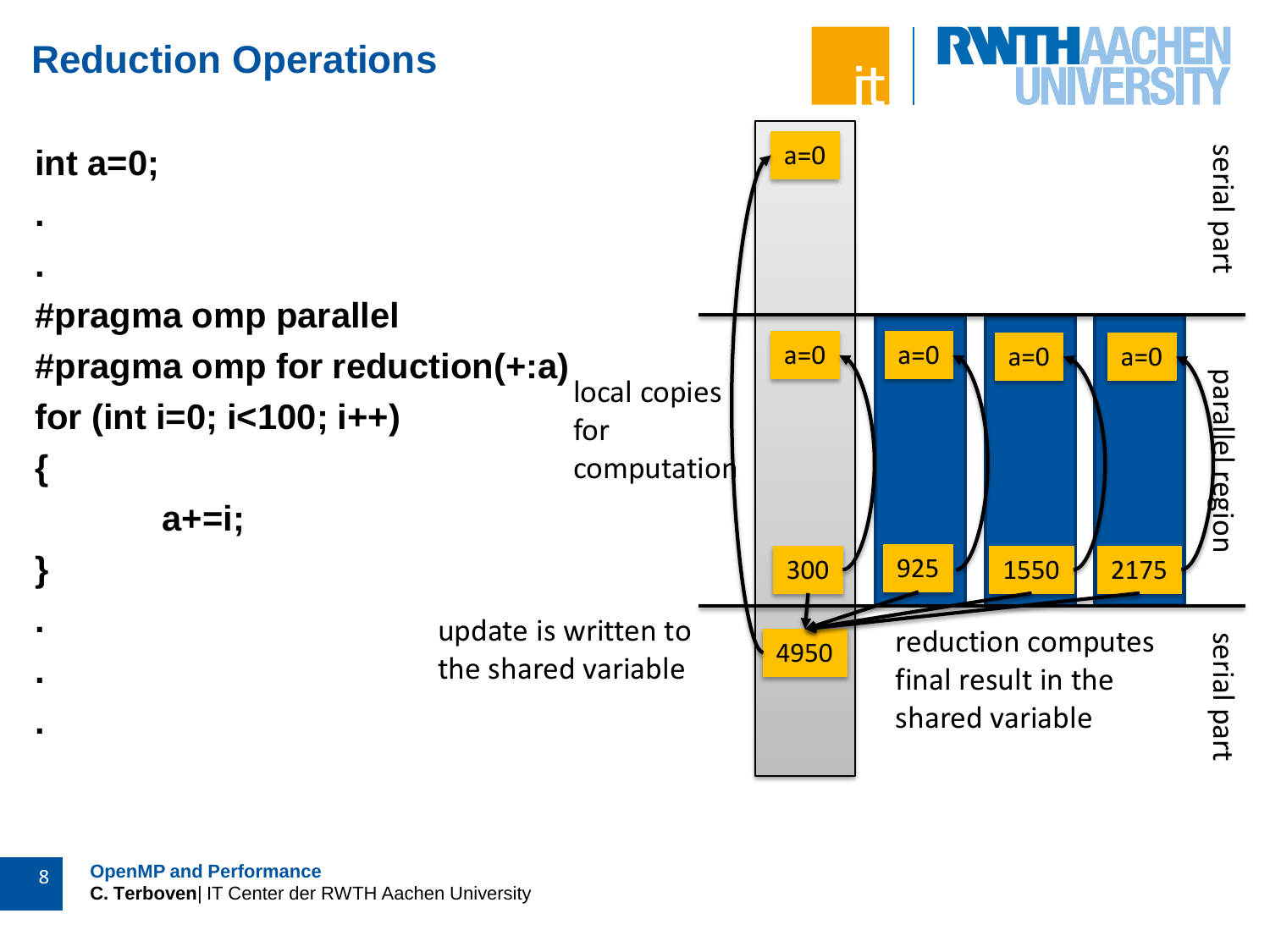# Reduction Operations

```
int a=0;
.
.
#pragma omp parallel
#pragma omp for reduction(+:a)
for (int i=0; i<100; i++)
{
        a+=i;
}
.
.
.
```

local copies for computation

update is written to the shared variable

reduction computes final result in the shared variable

serial part

parallel region

serial part

a=0

a=0 a=0 a=0 a=0

300 925 1550 2175

4950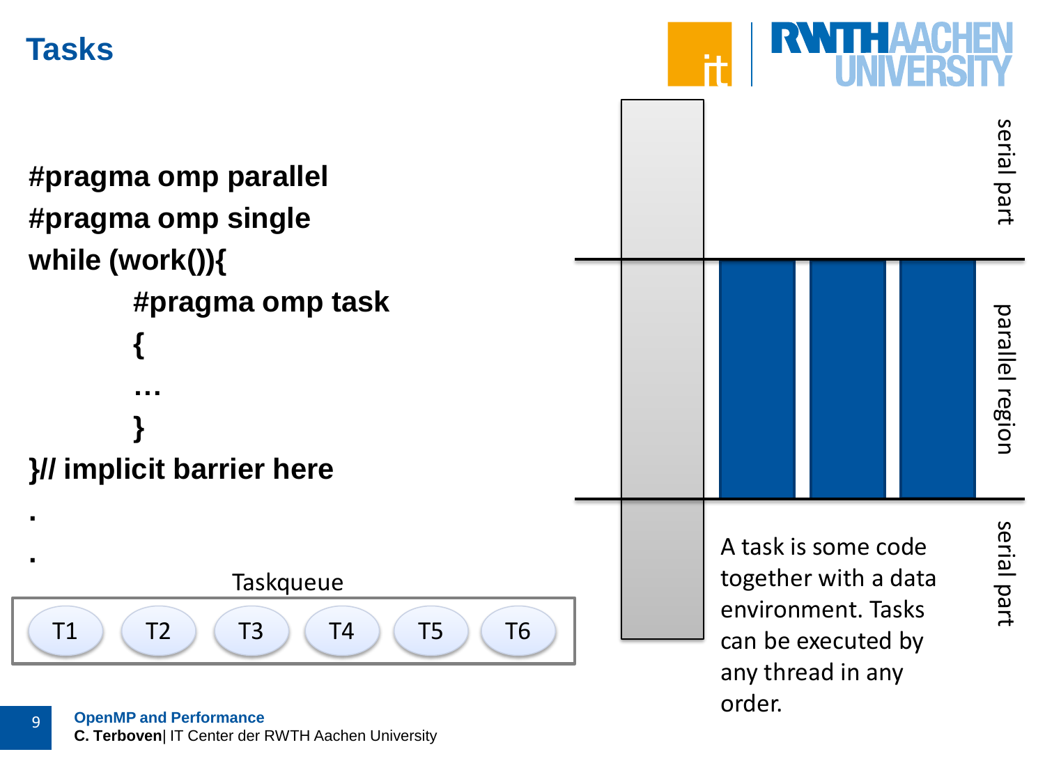# Tasks

```
#pragma omp parallel
#pragma omp single
while (work()){
        #pragma omp task
        {
        …
        }
}// implicit barrier here
.
.
```

Taskqueue

T1 T2 T3 T4 T5 T6

serial part

parallel region

serial part

A task is some code together with a data environment. Tasks can be executed by any thread in any order.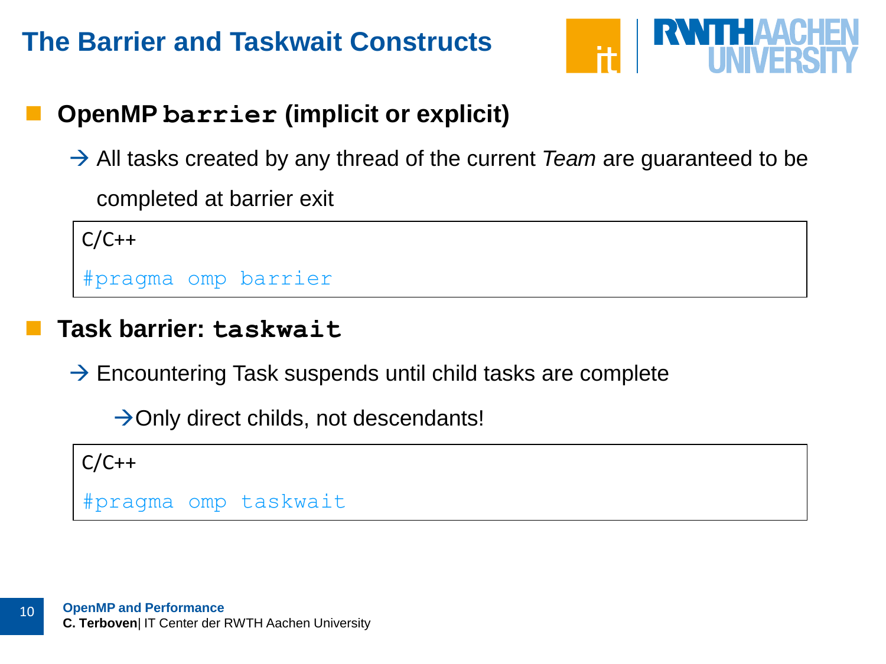# The Barrier and Taskwait Constructs

- **OpenMP `barrier` (implicit or explicit)**

  → All tasks created by any thread of the current *Team* are guaranteed to be completed at barrier exit

```
C/C++
#pragma omp barrier
```

- **Task barrier: `taskwait`**

  → Encountering Task suspends until child tasks are complete

  → Only direct childs, not descendants!

```
C/C++
#pragma omp taskwait
```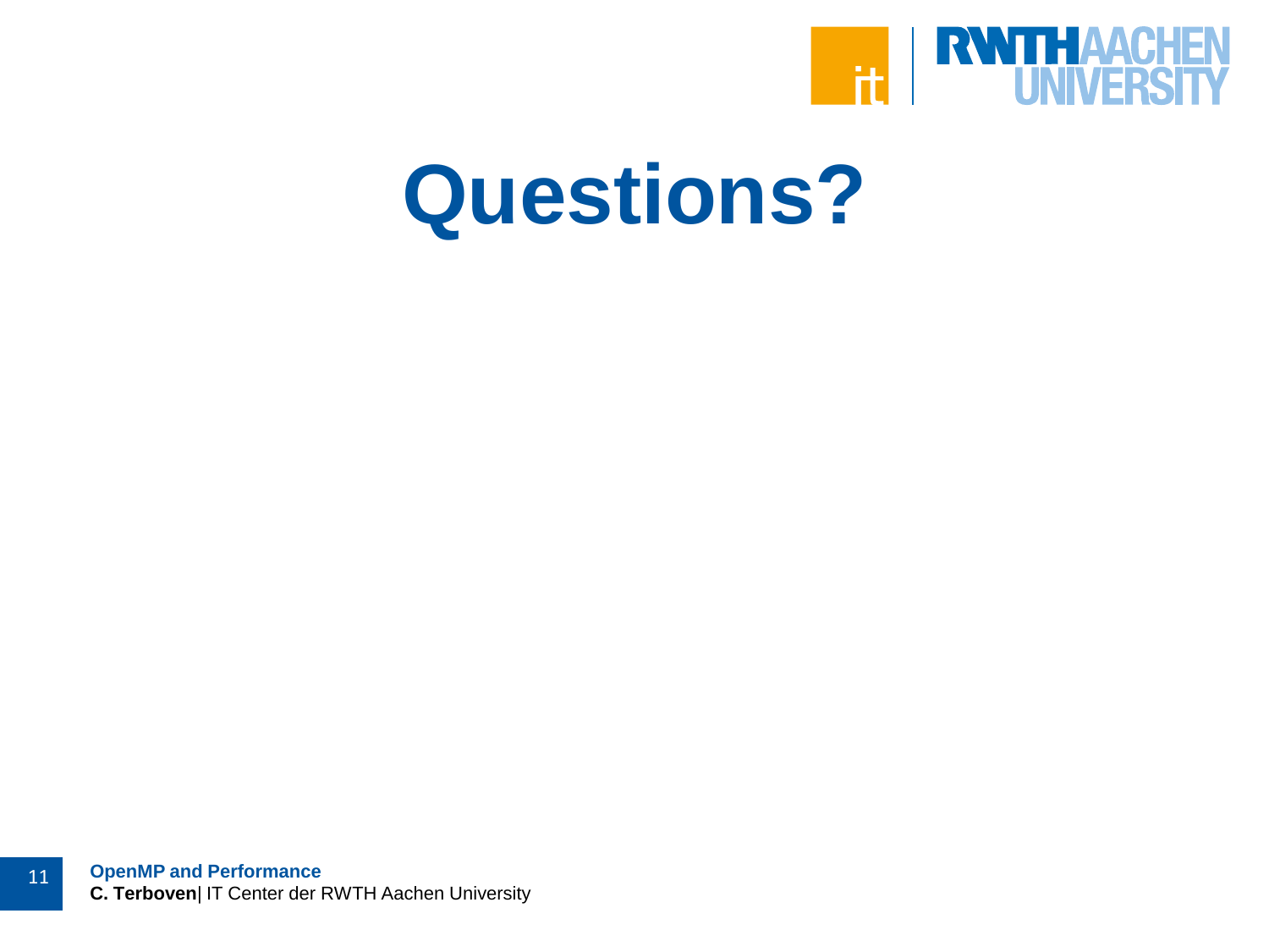# Questions?